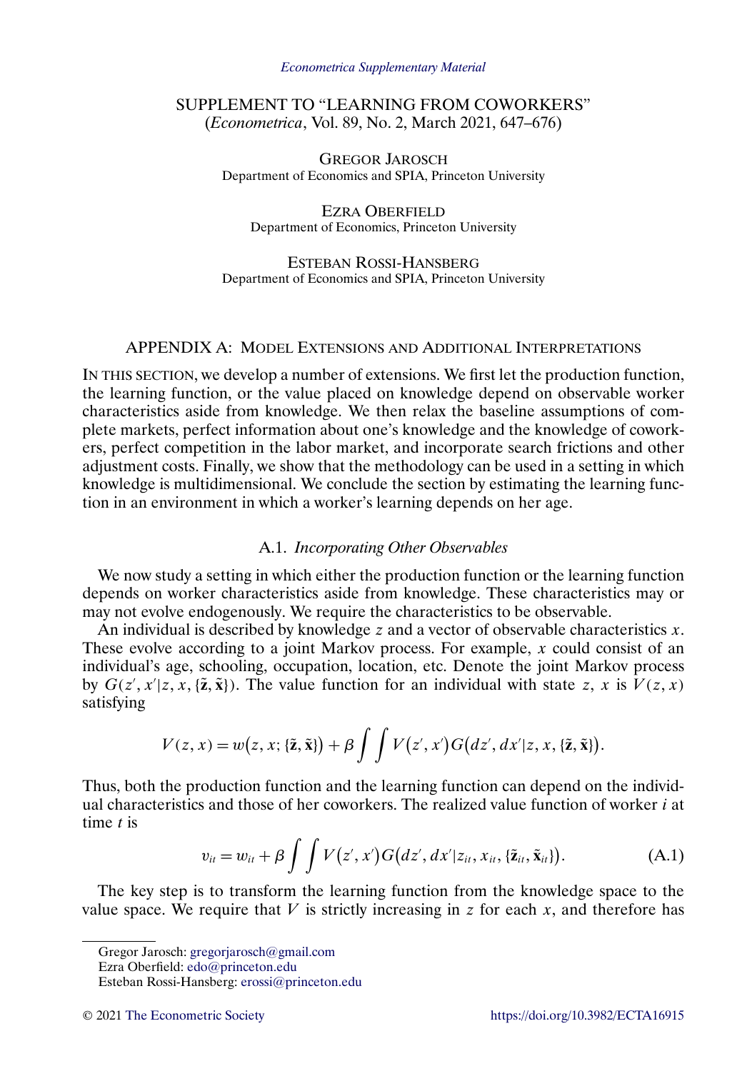*Econometrica Supplementary Material*

# SUPPLEMENT TO "LEARNING FROM COWORKERS"
(*Econometrica*, Vol. 89, No. 2, March 2021, 647–676)

GREGOR JAROSCH
Department of Economics and SPIA, Princeton University

EZRA OBERFIELD
Department of Economics, Princeton University

ESTEBAN ROSSI-HANSBERG
Department of Economics and SPIA, Princeton University

## APPENDIX A: MODEL EXTENSIONS AND ADDITIONAL INTERPRETATIONS

IN THIS SECTION, we develop a number of extensions. We first let the production function, the learning function, or the value placed on knowledge depend on observable worker characteristics aside from knowledge. We then relax the baseline assumptions of complete markets, perfect information about one's knowledge and the knowledge of coworkers, perfect competition in the labor market, and incorporate search frictions and other adjustment costs. Finally, we show that the methodology can be used in a setting in which knowledge is multidimensional. We conclude the section by estimating the learning function in an environment in which a worker's learning depends on her age.

### A.1. *Incorporating Other Observables*

We now study a setting in which either the production function or the learning function depends on worker characteristics aside from knowledge. These characteristics may or may not evolve endogenously. We require the characteristics to be observable.

An individual is described by knowledge $z$ and a vector of observable characteristics $x$. These evolve according to a joint Markov process. For example, $x$ could consist of an individual's age, schooling, occupation, location, etc. Denote the joint Markov process by $G(z', x'|z, x, \{\tilde{\mathbf{z}}, \tilde{\mathbf{x}}\})$. The value function for an individual with state $z$, $x$ is $V(z, x)$ satisfying

$$V(z, x) = w(z, x; \{\tilde{\mathbf{z}}, \tilde{\mathbf{x}}\}) + \beta \int \int V(z', x') G(dz', dx'|z, x, \{\tilde{\mathbf{z}}, \tilde{\mathbf{x}}\}).$$

Thus, both the production function and the learning function can depend on the individual characteristics and those of her coworkers. The realized value function of worker $i$ at time $t$ is

$$v_{it} = w_{it} + \beta \int \int V(z', x') G(dz', dx'|z_{it}, x_{it}, \{\tilde{\mathbf{z}}_{it}, \tilde{\mathbf{x}}_{it}\}). \tag{A.1}$$

The key step is to transform the learning function from the knowledge space to the value space. We require that $V$ is strictly increasing in $z$ for each $x$, and therefore has

---

Gregor Jarosch: gregorjarosch@gmail.com
Ezra Oberfield: edo@princeton.edu
Esteban Rossi-Hansberg: erossi@princeton.edu

© 2021 The Econometric Society https://doi.org/10.3982/ECTA16915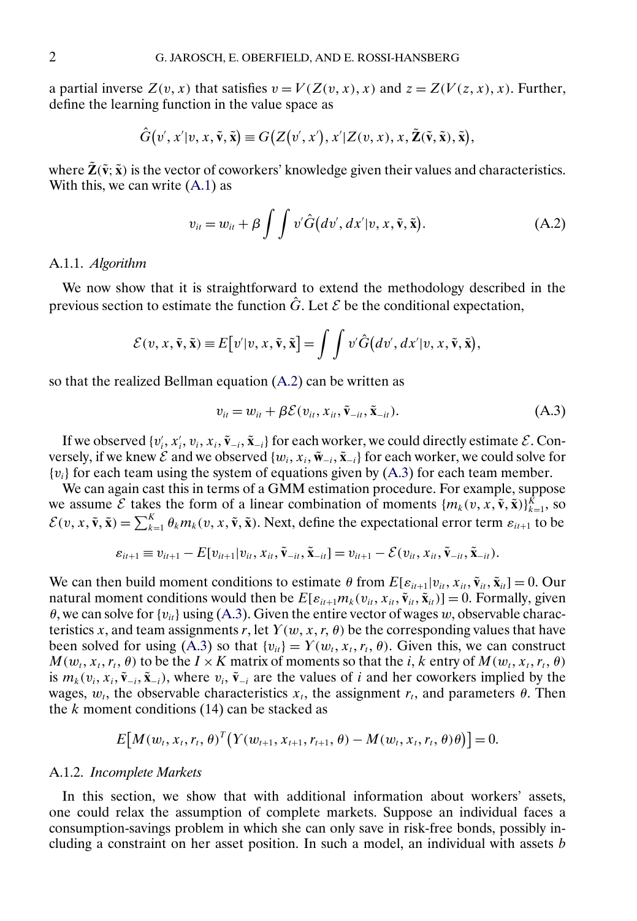a partial inverse $Z(v, x)$ that satisfies $v = V(Z(v, x), x)$ and $z = Z(V(z, x), x)$. Further, define the learning function in the value space as

$$\hat{G}(v', x'|v, x, \tilde{\mathbf{v}}, \tilde{\mathbf{x}}) \equiv G(Z(v', x'), x'|Z(v, x), x, \tilde{\mathbf{Z}}(\tilde{\mathbf{v}}, \tilde{\mathbf{x}}), \tilde{\mathbf{x}}),$$

where $\tilde{\mathbf{Z}}(\tilde{\mathbf{v}}; \tilde{\mathbf{x}})$ is the vector of coworkers' knowledge given their values and characteristics. With this, we can write (A.1) as

$$v_{it} = w_{it} + \beta \int \int v' \hat{G}(dv', dx'|v, x, \tilde{\mathbf{v}}, \tilde{\mathbf{x}}). \tag{A.2}$$

### A.1.1. *Algorithm*

We now show that it is straightforward to extend the methodology described in the previous section to estimate the function $\hat{G}$. Let $\mathcal{E}$ be the conditional expectation,

$$\mathcal{E}(v, x, \tilde{\mathbf{v}}, \tilde{\mathbf{x}}) \equiv E[v'|v, x, \tilde{\mathbf{v}}, \tilde{\mathbf{x}}] = \int \int v' \hat{G}(dv', dx'|v, x, \tilde{\mathbf{v}}, \tilde{\mathbf{x}}),$$

so that the realized Bellman equation (A.2) can be written as

$$v_{it} = w_{it} + \beta \mathcal{E}(v_{it}, x_{it}, \tilde{\mathbf{v}}_{-it}, \tilde{\mathbf{x}}_{-it}). \tag{A.3}$$

If we observed $\{v_i', x_i', v_i, x_i, \tilde{\mathbf{v}}_{-i}, \tilde{\mathbf{x}}_{-i}\}$ for each worker, we could directly estimate $\mathcal{E}$. Conversely, if we knew $\mathcal{E}$ and we observed $\{w_i, x_i, \tilde{\mathbf{w}}_{-i}, \tilde{\mathbf{x}}_{-i}\}$ for each worker, we could solve for $\{v_i\}$ for each team using the system of equations given by (A.3) for each team member.

We can again cast this in terms of a GMM estimation procedure. For example, suppose we assume $\mathcal{E}$ takes the form of a linear combination of moments $\{m_k(v, x, \tilde{\mathbf{v}}, \tilde{\mathbf{x}})\}_{k=1}^{K}$, so $\mathcal{E}(v, x, \tilde{\mathbf{v}}, \tilde{\mathbf{x}}) = \sum_{k=1}^{K} \theta_k m_k(v, x, \tilde{\mathbf{v}}, \tilde{\mathbf{x}})$. Next, define the expectational error term $\varepsilon_{it+1}$ to be

$$\varepsilon_{it+1} \equiv v_{it+1} - E[v_{it+1}|v_{it}, x_{it}, \tilde{\mathbf{v}}_{-it}, \tilde{\mathbf{x}}_{-it}] = v_{it+1} - \mathcal{E}(v_{it}, x_{it}, \tilde{\mathbf{v}}_{-it}, \tilde{\mathbf{x}}_{-it}).$$

We can then build moment conditions to estimate $\theta$ from $E[\varepsilon_{it+1}|v_{it}, x_{it}, \tilde{\mathbf{v}}_{it}, \tilde{\mathbf{x}}_{it}] = 0$. Our natural moment conditions would then be $E[\varepsilon_{it+1} m_k(v_{it}, x_{it}, \tilde{\mathbf{v}}_{it}, \tilde{\mathbf{x}}_{it})] = 0$. Formally, given $\theta$, we can solve for $\{v_{it}\}$ using (A.3). Given the entire vector of wages $w$, observable characteristics $x$, and team assignments $r$, let $Y(w, x, r, \theta)$ be the corresponding values that have been solved for using (A.3) so that $\{v_{it}\} = Y(w_t, x_t, r_t, \theta)$. Given this, we can construct $M(w_t, x_t, r_t, \theta)$ to be the $I \times K$ matrix of moments so that the $i, k$ entry of $M(w_t, x_t, r_t, \theta)$ is $m_k(v_i, x_i, \tilde{\mathbf{v}}_{-i}, \tilde{\mathbf{x}}_{-i})$, where $v_i, \tilde{\mathbf{v}}_{-i}$ are the values of $i$ and her coworkers implied by the wages, $w_t$, the observable characteristics $x_t$, the assignment $r_t$, and parameters $\theta$. Then the $k$ moment conditions (14) can be stacked as

$$E[M(w_t, x_t, r_t, \theta)^T (Y(w_{t+1}, x_{t+1}, r_{t+1}, \theta) - M(w_t, x_t, r_t, \theta)\theta)] = 0.$$

### A.1.2. *Incomplete Markets*

In this section, we show that with additional information about workers' assets, one could relax the assumption of complete markets. Suppose an individual faces a consumption-savings problem in which she can only save in risk-free bonds, possibly including a constraint on her asset position. In such a model, an individual with assets $b$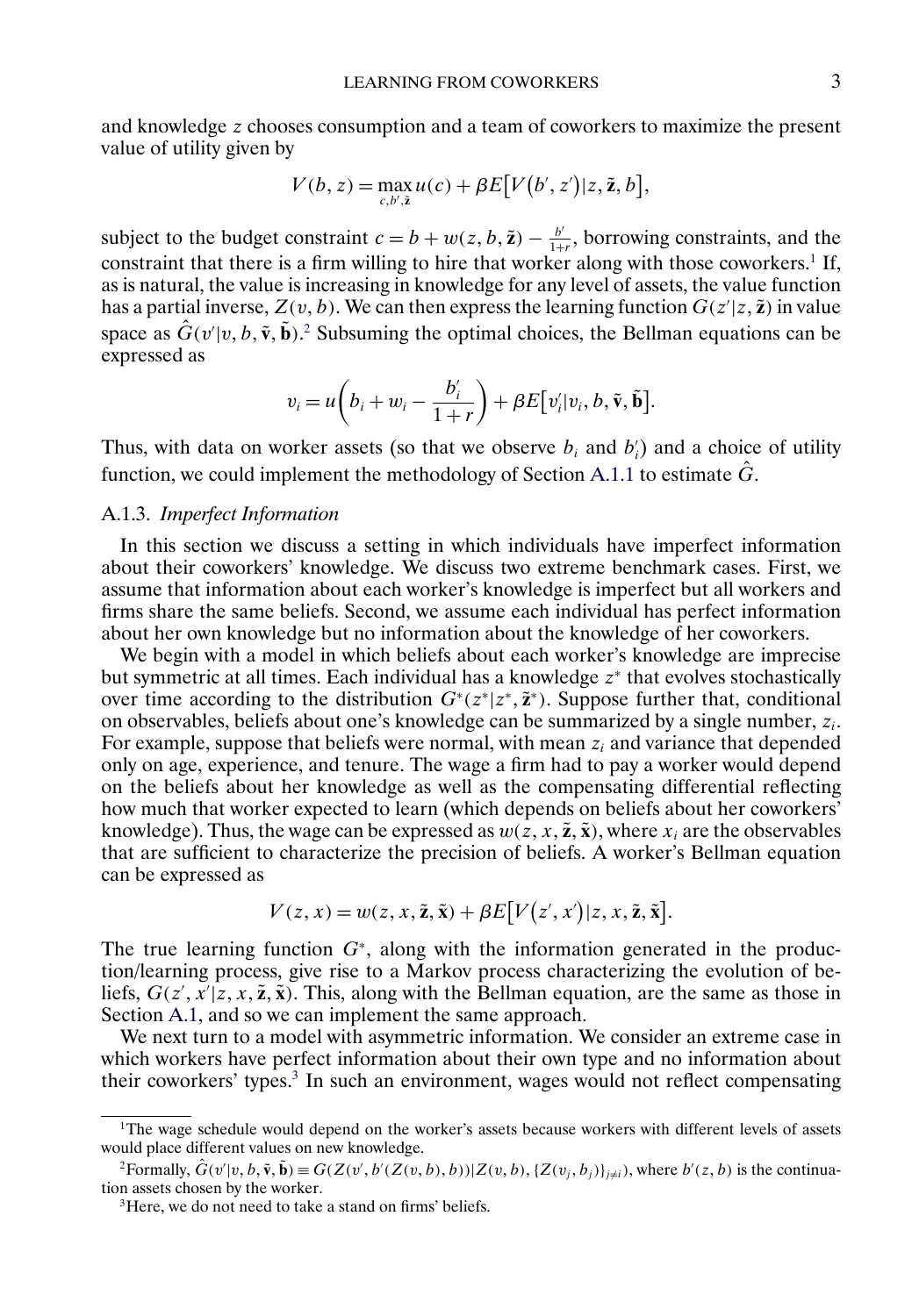and knowledge $z$ chooses consumption and a team of coworkers to maximize the present value of utility given by

$$V(b, z) = \max_{c, b', \tilde{\mathbf{z}}} u(c) + \beta E\big[V\big(b', z'\big) | z, \tilde{\mathbf{z}}, b\big],$$

subject to the budget constraint $c = b + w(z, b, \tilde{\mathbf{z}}) - \frac{b'}{1+r}$, borrowing constraints, and the constraint that there is a firm willing to hire that worker along with those coworkers.[1] If, as is natural, the value is increasing in knowledge for any level of assets, the value function has a partial inverse, $Z(v, b)$. We can then express the learning function $G(z'|z, \tilde{\mathbf{z}})$ in value space as $\hat{G}(v'|v, b, \tilde{\mathbf{v}}, \tilde{\mathbf{b}})$.[2] Subsuming the optimal choices, the Bellman equations can be expressed as

$$v_i = u\bigg(b_i + w_i - \frac{b_i'}{1+r}\bigg) + \beta E\big[v_i' | v_i, b, \tilde{\mathbf{v}}, \tilde{\mathbf{b}}\big].$$

Thus, with data on worker assets (so that we observe $b_i$ and $b_i'$) and a choice of utility function, we could implement the methodology of Section A.1.1 to estimate $\hat{G}$.

### A.1.3. *Imperfect Information*

In this section we discuss a setting in which individuals have imperfect information about their coworkers' knowledge. We discuss two extreme benchmark cases. First, we assume that information about each worker's knowledge is imperfect but all workers and firms share the same beliefs. Second, we assume each individual has perfect information about her own knowledge but no information about the knowledge of her coworkers.

We begin with a model in which beliefs about each worker's knowledge are imprecise but symmetric at all times. Each individual has a knowledge $z^*$ that evolves stochastically over time according to the distribution $G^*(z^*|z^*, \tilde{\mathbf{z}}^*)$. Suppose further that, conditional on observables, beliefs about one's knowledge can be summarized by a single number, $z_i$. For example, suppose that beliefs were normal, with mean $z_i$ and variance that depended only on age, experience, and tenure. The wage a firm had to pay a worker would depend on the beliefs about her knowledge as well as the compensating differential reflecting how much that worker expected to learn (which depends on beliefs about her coworkers' knowledge). Thus, the wage can be expressed as $w(z, x, \tilde{\mathbf{z}}, \tilde{\mathbf{x}})$, where $x_i$ are the observables that are sufficient to characterize the precision of beliefs. A worker's Bellman equation can be expressed as

$$V(z, x) = w(z, x, \tilde{\mathbf{z}}, \tilde{\mathbf{x}}) + \beta E\big[V\big(z', x'\big) | z, x, \tilde{\mathbf{z}}, \tilde{\mathbf{x}}\big].$$

The true learning function $G^*$, along with the information generated in the production/learning process, give rise to a Markov process characterizing the evolution of beliefs, $G(z', x'|z, x, \tilde{\mathbf{z}}, \tilde{\mathbf{x}})$. This, along with the Bellman equation, are the same as those in Section A.1, and so we can implement the same approach.

We next turn to a model with asymmetric information. We consider an extreme case in which workers have perfect information about their own type and no information about their coworkers' types.[3] In such an environment, wages would not reflect compensating

[1] The wage schedule would depend on the worker's assets because workers with different levels of assets would place different values on new knowledge.

[2] Formally, $\hat{G}(v'|v, b, \tilde{\mathbf{v}}, \tilde{\mathbf{b}}) \equiv G(Z(v', b'(Z(v, b), b)) | Z(v, b), \{Z(v_j, b_j)\}_{j \neq i})$, where $b'(z, b)$ is the continuation assets chosen by the worker.

[3] Here, we do not need to take a stand on firms' beliefs.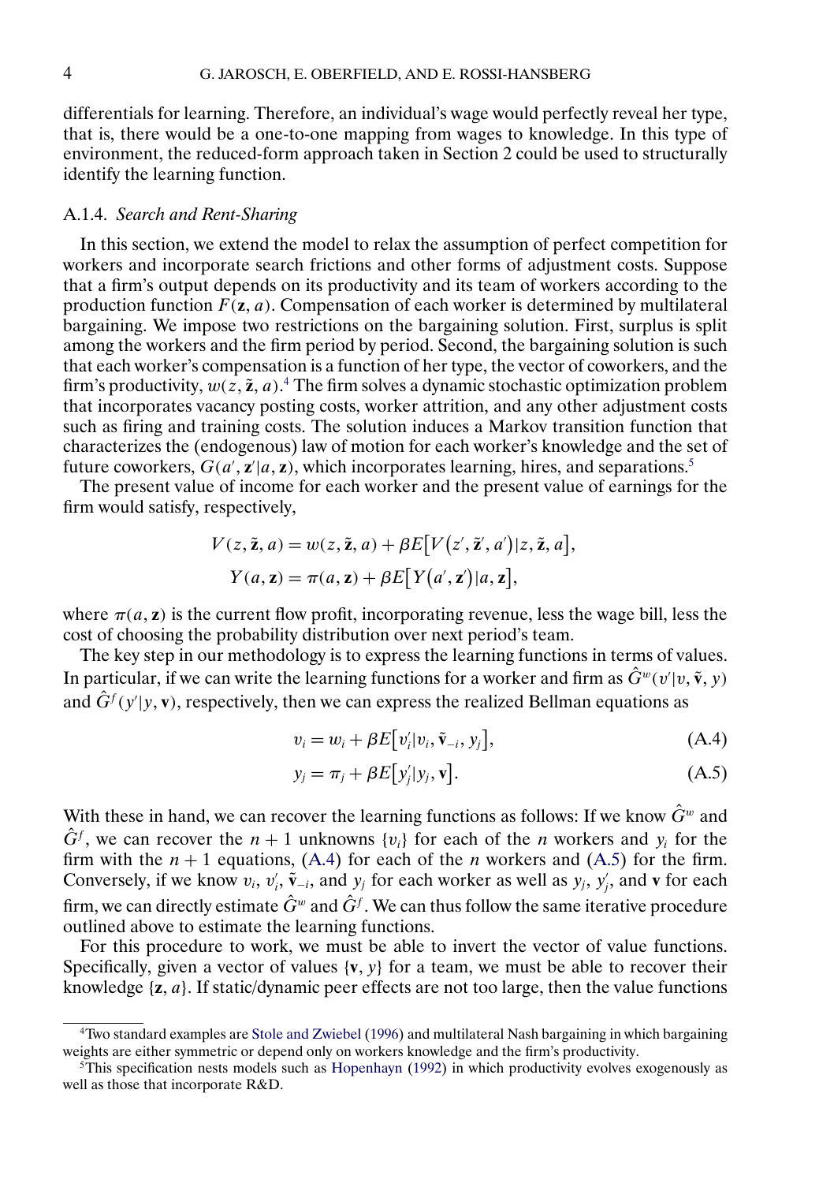differentials for learning. Therefore, an individual's wage would perfectly reveal her type, that is, there would be a one-to-one mapping from wages to knowledge. In this type of environment, the reduced-form approach taken in Section 2 could be used to structurally identify the learning function.

### A.1.4. *Search and Rent-Sharing*

In this section, we extend the model to relax the assumption of perfect competition for workers and incorporate search frictions and other forms of adjustment costs. Suppose that a firm's output depends on its productivity and its team of workers according to the production function $F(\mathbf{z}, a)$. Compensation of each worker is determined by multilateral bargaining. We impose two restrictions on the bargaining solution. First, surplus is split among the workers and the firm period by period. Second, the bargaining solution is such that each worker's compensation is a function of her type, the vector of coworkers, and the firm's productivity, $w(z, \tilde{\mathbf{z}}, a)$.[4] The firm solves a dynamic stochastic optimization problem that incorporates vacancy posting costs, worker attrition, and any other adjustment costs such as firing and training costs. The solution induces a Markov transition function that characterizes the (endogenous) law of motion for each worker's knowledge and the set of future coworkers, $G(a', \mathbf{z}'|a, \mathbf{z})$, which incorporates learning, hires, and separations.[5]

The present value of income for each worker and the present value of earnings for the firm would satisfy, respectively,

$$V(z, \tilde{\mathbf{z}}, a) = w(z, \tilde{\mathbf{z}}, a) + \beta E\big[V(z', \tilde{\mathbf{z}}', a')|z, \tilde{\mathbf{z}}, a\big],$$

$$Y(a, \mathbf{z}) = \pi(a, \mathbf{z}) + \beta E\big[Y(a', \mathbf{z}')|a, \mathbf{z}\big],$$

where $\pi(a, \mathbf{z})$ is the current flow profit, incorporating revenue, less the wage bill, less the cost of choosing the probability distribution over next period's team.

The key step in our methodology is to express the learning functions in terms of values. In particular, if we can write the learning functions for a worker and firm as $\hat{G}^w(v'|v, \tilde{\mathbf{v}}, y)$ and $\hat{G}^f(y'|y, \mathbf{v})$, respectively, then we can express the realized Bellman equations as

$$v_i = w_i + \beta E\big[v_i'|v_i, \tilde{\mathbf{v}}_{-i}, y_j\big], \tag{A.4}$$

$$y_j = \pi_j + \beta E\big[y_j'|y_j, \mathbf{v}\big]. \tag{A.5}$$

With these in hand, we can recover the learning functions as follows: If we know $\hat{G}^w$ and $\hat{G}^f$, we can recover the $n+1$ unknowns $\{v_i\}$ for each of the $n$ workers and $y_i$ for the firm with the $n+1$ equations, (A.4) for each of the $n$ workers and (A.5) for the firm. Conversely, if we know $v_i$, $v_i'$, $\tilde{\mathbf{v}}_{-i}$, and $y_j$ for each worker as well as $y_j$, $y_j'$, and $\mathbf{v}$ for each firm, we can directly estimate $\hat{G}^w$ and $\hat{G}^f$. We can thus follow the same iterative procedure outlined above to estimate the learning functions.

For this procedure to work, we must be able to invert the vector of value functions. Specifically, given a vector of values $\{\mathbf{v}, y\}$ for a team, we must be able to recover their knowledge $\{\mathbf{z}, a\}$. If static/dynamic peer effects are not too large, then the value functions

[4] Two standard examples are Stole and Zwiebel (1996) and multilateral Nash bargaining in which bargaining weights are either symmetric or depend only on workers knowledge and the firm's productivity.

[5] This specification nests models such as Hopenhayn (1992) in which productivity evolves exogenously as well as those that incorporate R&D.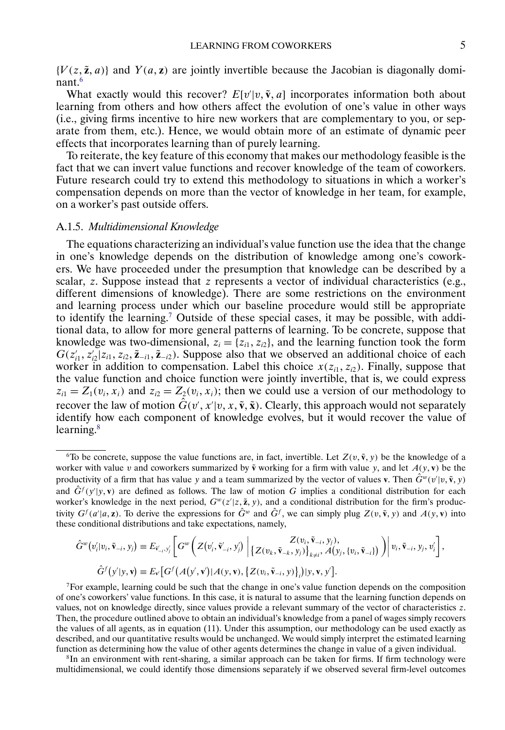$\{V(z, \tilde{\mathbf{z}}, a)\}$ and $Y(a, \mathbf{z})$ are jointly invertible because the Jacobian is diagonally dominant.[6]

What exactly would this recover? $E[v'|v, \tilde{\mathbf{v}}, a]$ incorporates information both about learning from others and how others affect the evolution of one's value in other ways (i.e., giving firms incentive to hire new workers that are complementary to you, or separate from them, etc.). Hence, we would obtain more of an estimate of dynamic peer effects that incorporates learning than of purely learning.

To reiterate, the key feature of this economy that makes our methodology feasible is the fact that we can invert value functions and recover knowledge of the team of coworkers. Future research could try to extend this methodology to situations in which a worker's compensation depends on more than the vector of knowledge in her team, for example, on a worker's past outside offers.

### A.1.5. *Multidimensional Knowledge*

The equations characterizing an individual's value function use the idea that the change in one's knowledge depends on the distribution of knowledge among one's coworkers. We have proceeded under the presumption that knowledge can be described by a scalar, $z$. Suppose instead that $z$ represents a vector of individual characteristics (e.g., different dimensions of knowledge). There are some restrictions on the environment and learning process under which our baseline procedure would still be appropriate to identify the learning.[7] Outside of these special cases, it may be possible, with additional data, to allow for more general patterns of learning. To be concrete, suppose that knowledge was two-dimensional, $z_i = \{z_{i1}, z_{i2}\}$, and the learning function took the form $G(z'_{i1}, z'_{i2}|z_{i1}, z_{i2}, \tilde{\mathbf{z}}_{-i1}, \tilde{\mathbf{z}}_{-i2})$. Suppose also that we observed an additional choice of each worker in addition to compensation. Label this choice $x(z_{i1}, z_{i2})$. Finally, suppose that the value function and choice function were jointly invertible, that is, we could express $z_{i1} = Z_1(v_i, x_i)$ and $z_{i2} = Z_2(v_i, x_i)$; then we could use a version of our methodology to recover the law of motion $\hat{G}(v', x'|v, x, \tilde{\mathbf{v}}, \tilde{\mathbf{x}})$. Clearly, this approach would not separately identify how each component of knowledge evolves, but it would recover the value of learning.[8]

---

[6]To be concrete, suppose the value functions are, in fact, invertible. Let $Z(v, \tilde{\mathbf{v}}, y)$ be the knowledge of a worker with value $v$ and coworkers summarized by $\tilde{\mathbf{v}}$ working for a firm with value $y$, and let $A(y, \mathbf{v})$ be the productivity of a firm that has value $y$ and a team summarized by the vector of values $\mathbf{v}$. Then $\hat{G}^w(v'|v, \tilde{\mathbf{v}}, y)$ and $\hat{G}^f(y'|y, \mathbf{v})$ are defined as follows. The law of motion $G$ implies a conditional distribution for each worker's knowledge in the next period, $G^w(z'|z, \tilde{\mathbf{z}}, y)$, and a conditional distribution for the firm's productivity $G^f(a'|a, \mathbf{z})$. To derive the expressions for $\hat{G}^w$ and $\hat{G}^f$, we can simply plug $Z(v, \tilde{\mathbf{v}}, y)$ and $A(y, \mathbf{v})$ into these conditional distributions and take expectations, namely,

$$\hat{G}^w(v'_i|v_i, \tilde{\mathbf{v}}_{-i}, y_j) \equiv E_{\tilde{\mathbf{v}}'_{-i}, y'_j}\left[G^w\left(Z(v'_i, \tilde{\mathbf{v}}'_{-i}, y'_j) \,\middle|\, \begin{matrix} Z(v_i, \tilde{\mathbf{v}}_{-i}, y_j), \\ \{Z(v_k, \tilde{\mathbf{v}}_{-k}, y_j)\}_{k \neq i}, A(y_j, \{v_i, \tilde{\mathbf{v}}_{-i}\}) \end{matrix}\right) \middle| \, v_i, \tilde{\mathbf{v}}_{-i}, y_j, v'_i\right],$$

$$\hat{G}^f(y'|y, \mathbf{v}) \equiv E_{\mathbf{v}'}\left[G^f\left(A(y', \mathbf{v}')|A(y, \mathbf{v}), \{Z(v_i, \tilde{\mathbf{v}}_{-i}, y)\}_i\right)|y, \mathbf{v}, y'\right].$$

[7]For example, learning could be such that the change in one's value function depends on the composition of one's coworkers' value functions. In this case, it is natural to assume that the learning function depends on values, not on knowledge directly, since values provide a relevant summary of the vector of characteristics $z$. Then, the procedure outlined above to obtain an individual's knowledge from a panel of wages simply recovers the values of all agents, as in equation (11). Under this assumption, our methodology can be used exactly as described, and our quantitative results would be unchanged. We would simply interpret the estimated learning function as determining how the value of other agents determines the change in value of a given individual.

[8]In an environment with rent-sharing, a similar approach can be taken for firms. If firm technology were multidimensional, we could identify those dimensions separately if we observed several firm-level outcomes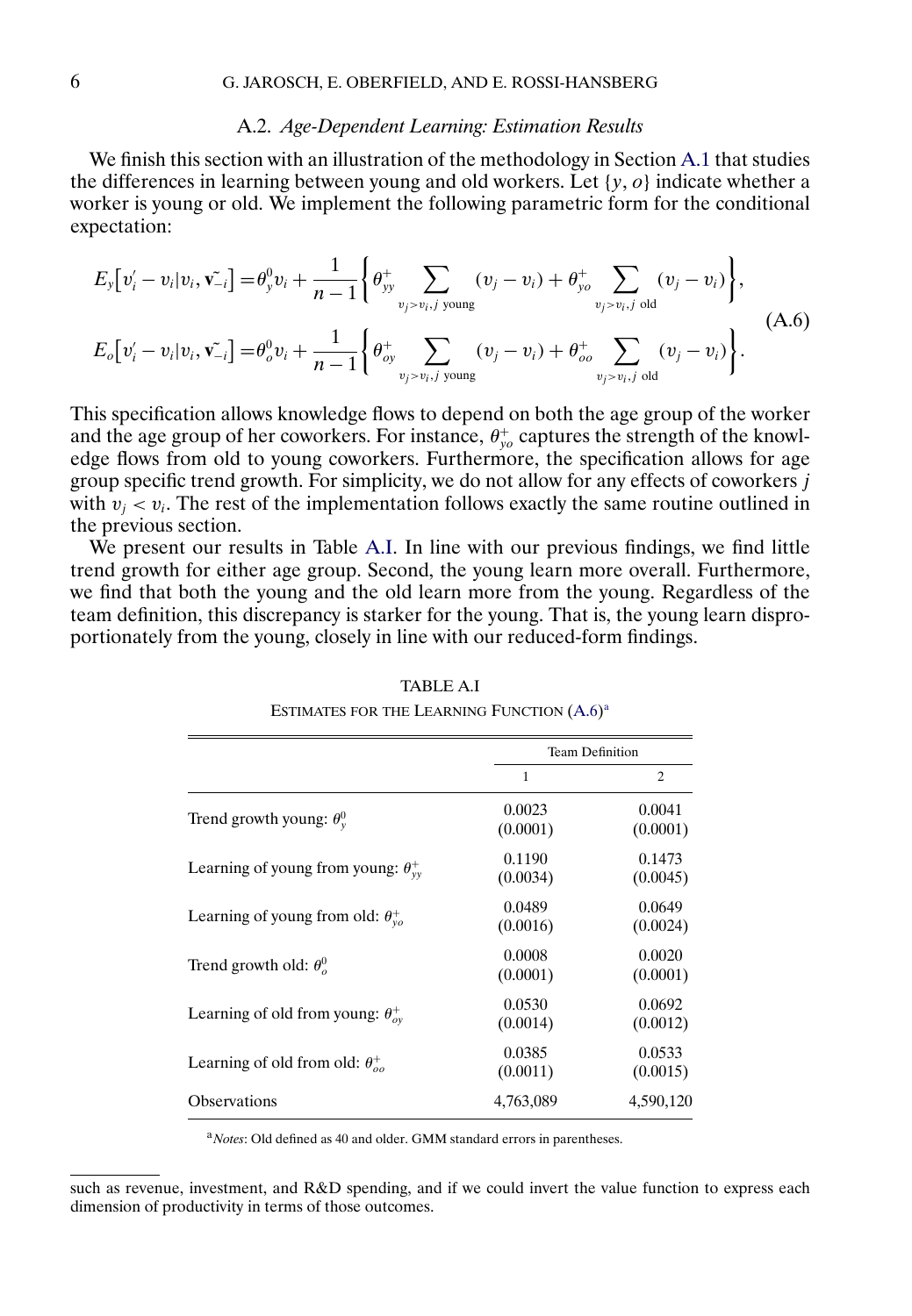### A.2. *Age-Dependent Learning: Estimation Results*

We finish this section with an illustration of the methodology in Section A.1 that studies the differences in learning between young and old workers. Let $\{y, o\}$ indicate whether a worker is young or old. We implement the following parametric form for the conditional expectation:

$$
\begin{aligned}
E_y\left[v_i' - v_i | v_i, \tilde{\mathbf{v}}_{-i}\right] &= \theta_y^0 v_i + \frac{1}{n-1}\left\{\theta_{yy}^+ \sum_{v_j > v_i, j \text{ young}} (v_j - v_i) + \theta_{yo}^+ \sum_{v_j > v_i, j \text{ old}} (v_j - v_i)\right\}, \\
E_o\left[v_i' - v_i | v_i, \tilde{\mathbf{v}}_{-i}\right] &= \theta_o^0 v_i + \frac{1}{n-1}\left\{\theta_{oy}^+ \sum_{v_j > v_i, j \text{ young}} (v_j - v_i) + \theta_{oo}^+ \sum_{v_j > v_i, j \text{ old}} (v_j - v_i)\right\}.
\end{aligned}
\tag{A.6}
$$

This specification allows knowledge flows to depend on both the age group of the worker and the age group of her coworkers. For instance, $\theta_{yo}^+$ captures the strength of the knowledge flows from old to young coworkers. Furthermore, the specification allows for age group specific trend growth. For simplicity, we do not allow for any effects of coworkers $j$ with $v_j < v_i$. The rest of the implementation follows exactly the same routine outlined in the previous section.

We present our results in Table A.I. In line with our previous findings, we find little trend growth for either age group. Second, the young learn more overall. Furthermore, we find that both the young and the old learn more from the young. Regardless of the team definition, this discrepancy is starker for the young. That is, the young learn disproportionately from the young, closely in line with our reduced-form findings.

TABLE A.I

ESTIMATES FOR THE LEARNING FUNCTION (A.6)[a]

| | Team Definition | |
|---|---|---|
| | 1 | 2 |
| Trend growth young: $\theta_y^0$ | 0.0023<br>(0.0001) | 0.0041<br>(0.0001) |
| Learning of young from young: $\theta_{yy}^+$ | 0.1190<br>(0.0034) | 0.1473<br>(0.0045) |
| Learning of young from old: $\theta_{yo}^+$ | 0.0489<br>(0.0016) | 0.0649<br>(0.0024) |
| Trend growth old: $\theta_o^0$ | 0.0008<br>(0.0001) | 0.0020<br>(0.0001) |
| Learning of old from young: $\theta_{oy}^+$ | 0.0530<br>(0.0014) | 0.0692<br>(0.0012) |
| Learning of old from old: $\theta_{oo}^+$ | 0.0385<br>(0.0011) | 0.0533<br>(0.0015) |
| Observations | 4,763,089 | 4,590,120 |

[a] *Notes*: Old defined as 40 and older. GMM standard errors in parentheses.

---

such as revenue, investment, and R&D spending, and if we could invert the value function to express each dimension of productivity in terms of those outcomes.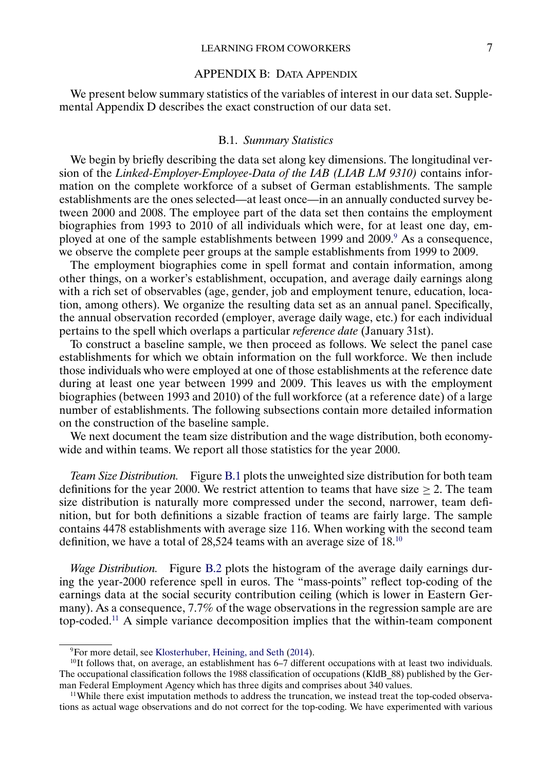## APPENDIX B: DATA APPENDIX

We present below summary statistics of the variables of interest in our data set. Supplemental Appendix D describes the exact construction of our data set.

### B.1. *Summary Statistics*

We begin by briefly describing the data set along key dimensions. The longitudinal version of the *Linked-Employer-Employee-Data of the IAB (LIAB LM 9310)* contains information on the complete workforce of a subset of German establishments. The sample establishments are the ones selected—at least once—in an annually conducted survey between 2000 and 2008. The employee part of the data set then contains the employment biographies from 1993 to 2010 of all individuals which were, for at least one day, employed at one of the sample establishments between 1999 and 2009.[9] As a consequence, we observe the complete peer groups at the sample establishments from 1999 to 2009.

The employment biographies come in spell format and contain information, among other things, on a worker's establishment, occupation, and average daily earnings along with a rich set of observables (age, gender, job and employment tenure, education, location, among others). We organize the resulting data set as an annual panel. Specifically, the annual observation recorded (employer, average daily wage, etc.) for each individual pertains to the spell which overlaps a particular *reference date* (January 31st).

To construct a baseline sample, we then proceed as follows. We select the panel case establishments for which we obtain information on the full workforce. We then include those individuals who were employed at one of those establishments at the reference date during at least one year between 1999 and 2009. This leaves us with the employment biographies (between 1993 and 2010) of the full workforce (at a reference date) of a large number of establishments. The following subsections contain more detailed information on the construction of the baseline sample.

We next document the team size distribution and the wage distribution, both economy-wide and within teams. We report all those statistics for the year 2000.

*Team Size Distribution.* Figure B.1 plots the unweighted size distribution for both team definitions for the year 2000. We restrict attention to teams that have size $\geq 2$. The team size distribution is naturally more compressed under the second, narrower, team definition, but for both definitions a sizable fraction of teams are fairly large. The sample contains 4478 establishments with average size 116. When working with the second team definition, we have a total of 28,524 teams with an average size of 18.[10]

*Wage Distribution.* Figure B.2 plots the histogram of the average daily earnings during the year-2000 reference spell in euros. The "mass-points" reflect top-coding of the earnings data at the social security contribution ceiling (which is lower in Eastern Germany). As a consequence, 7.7% of the wage observations in the regression sample are are top-coded.[11] A simple variance decomposition implies that the within-team component

---

[9] For more detail, see Klosterhuber, Heining, and Seth (2014).

[10] It follows that, on average, an establishment has 6–7 different occupations with at least two individuals. The occupational classification follows the 1988 classification of occupations (KldB_88) published by the German Federal Employment Agency which has three digits and comprises about 340 values.

[11] While there exist imputation methods to address the truncation, we instead treat the top-coded observations as actual wage observations and do not correct for the top-coding. We have experimented with various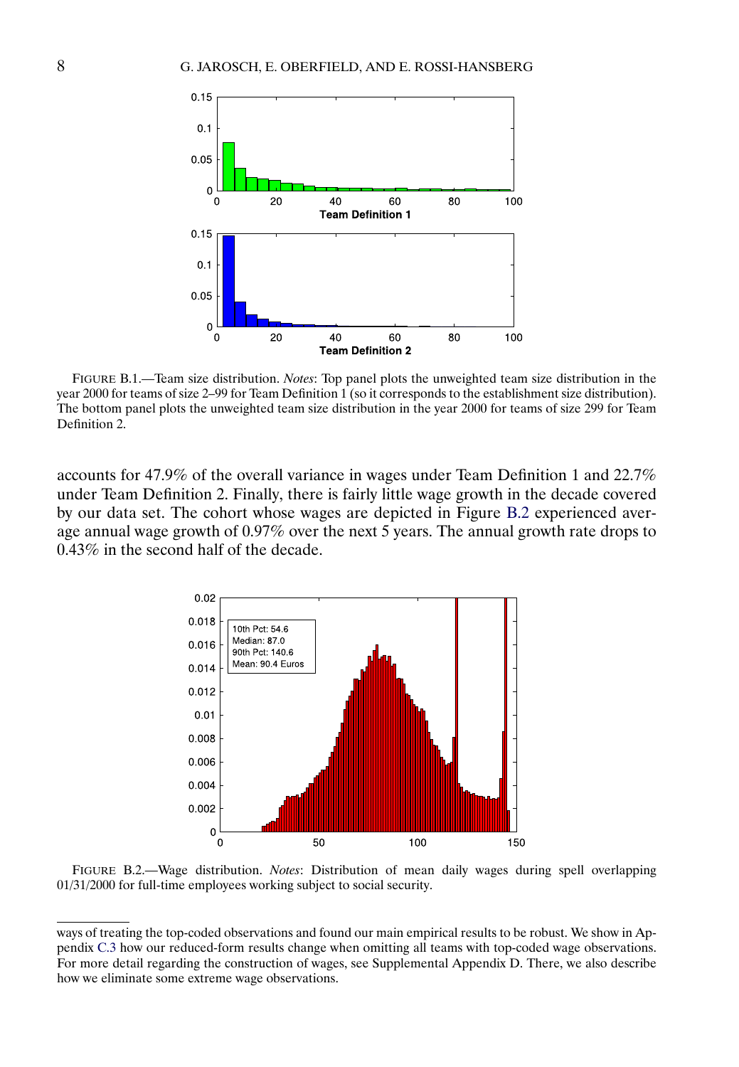FIGURE B.1.—Team size distribution. *Notes*: Top panel plots the unweighted team size distribution in the year 2000 for teams of size 2–99 for Team Definition 1 (so it corresponds to the establishment size distribution). The bottom panel plots the unweighted team size distribution in the year 2000 for teams of size 299 for Team Definition 2.

accounts for 47.9% of the overall variance in wages under Team Definition 1 and 22.7% under Team Definition 2. Finally, there is fairly little wage growth in the decade covered by our data set. The cohort whose wages are depicted in Figure B.2 experienced average annual wage growth of 0.97% over the next 5 years. The annual growth rate drops to 0.43% in the second half of the decade.

FIGURE B.2.—Wage distribution. *Notes*: Distribution of mean daily wages during spell overlapping 01/31/2000 for full-time employees working subject to social security.

ways of treating the top-coded observations and found our main empirical results to be robust. We show in Appendix C.3 how our reduced-form results change when omitting all teams with top-coded wage observations. For more detail regarding the construction of wages, see Supplemental Appendix D. There, we also describe how we eliminate some extreme wage observations.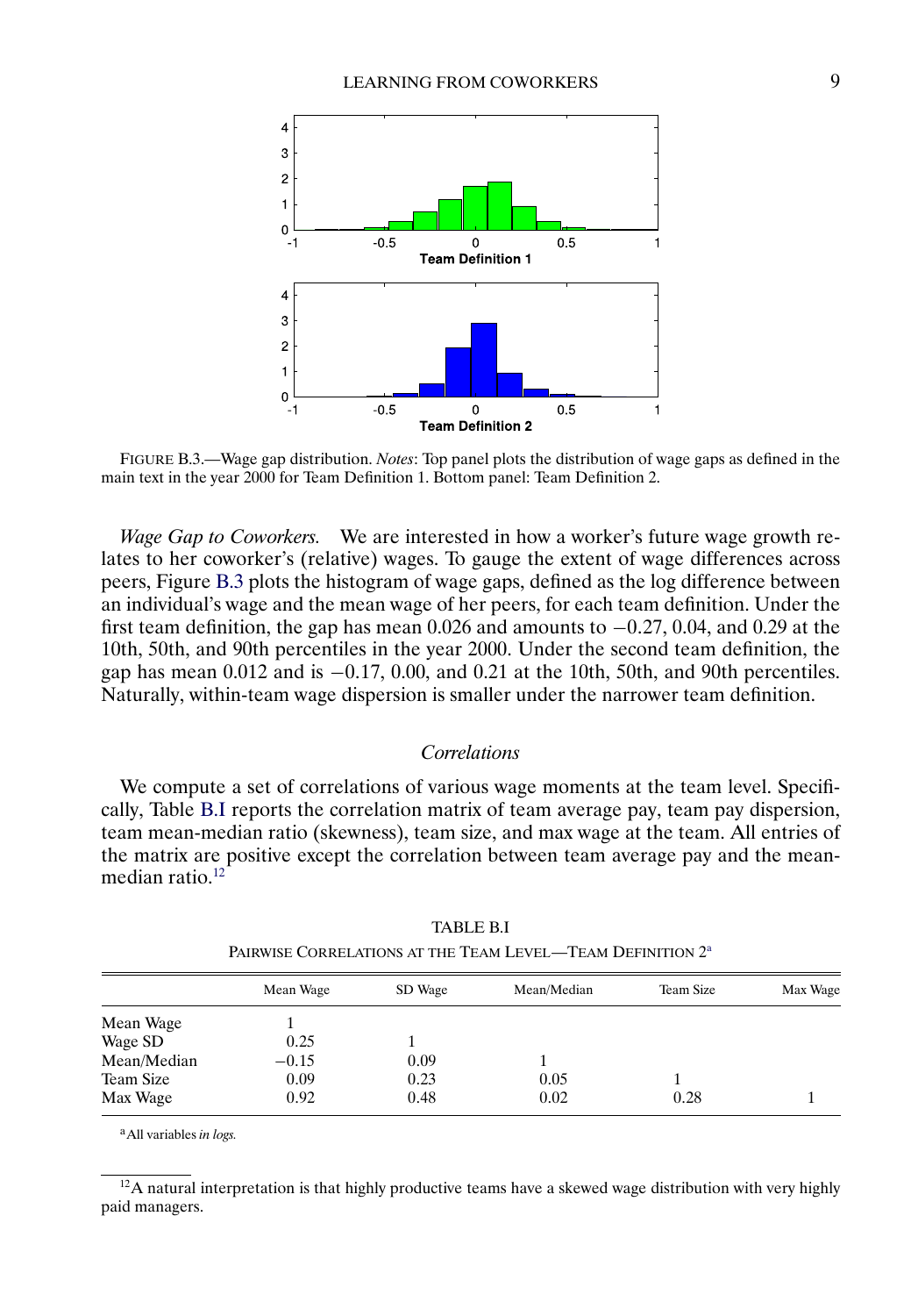FIGURE B.3.—Wage gap distribution. *Notes*: Top panel plots the distribution of wage gaps as defined in the main text in the year 2000 for Team Definition 1. Bottom panel: Team Definition 2.

*Wage Gap to Coworkers.* We are interested in how a worker's future wage growth relates to her coworker's (relative) wages. To gauge the extent of wage differences across peers, Figure B.3 plots the histogram of wage gaps, defined as the log difference between an individual's wage and the mean wage of her peers, for each team definition. Under the first team definition, the gap has mean 0.026 and amounts to −0.27, 0.04, and 0.29 at the 10th, 50th, and 90th percentiles in the year 2000. Under the second team definition, the gap has mean 0.012 and is −0.17, 0.00, and 0.21 at the 10th, 50th, and 90th percentiles. Naturally, within-team wage dispersion is smaller under the narrower team definition.

### *Correlations*

We compute a set of correlations of various wage moments at the team level. Specifically, Table B.I reports the correlation matrix of team average pay, team pay dispersion, team mean-median ratio (skewness), team size, and max wage at the team. All entries of the matrix are positive except the correlation between team average pay and the mean-median ratio.[12]

TABLE B.I

PAIRWISE CORRELATIONS AT THE TEAM LEVEL—TEAM DEFINITION 2[a]

| | Mean Wage | SD Wage | Mean/Median | Team Size | Max Wage |
|---|---|---|---|---|---|
| Mean Wage | 1 | | | | |
| Wage SD | 0.25 | 1 | | | |
| Mean/Median | −0.15 | 0.09 | 1 | | |
| Team Size | 0.09 | 0.23 | 0.05 | 1 | |
| Max Wage | 0.92 | 0.48 | 0.02 | 0.28 | 1 |

[a] All variables *in logs*.

[12] A natural interpretation is that highly productive teams have a skewed wage distribution with very highly paid managers.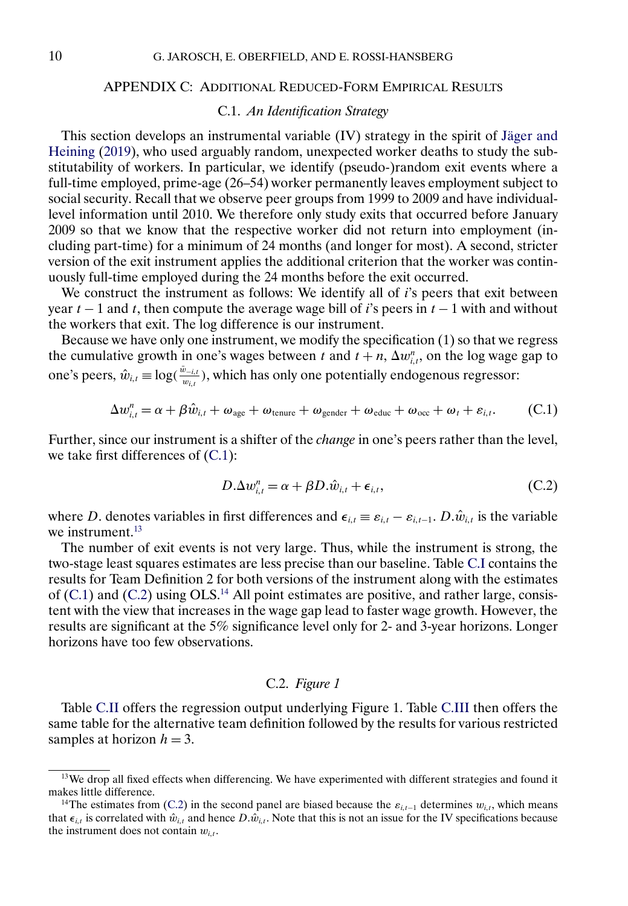## APPENDIX C: ADDITIONAL REDUCED-FORM EMPIRICAL RESULTS

### C.1. *An Identification Strategy*

This section develops an instrumental variable (IV) strategy in the spirit of Jäger and Heining (2019), who used arguably random, unexpected worker deaths to study the substitutability of workers. In particular, we identify (pseudo-)random exit events where a full-time employed, prime-age (26–54) worker permanently leaves employment subject to social security. Recall that we observe peer groups from 1999 to 2009 and have individual-level information until 2010. We therefore only study exits that occurred before January 2009 so that we know that the respective worker did not return into employment (including part-time) for a minimum of 24 months (and longer for most). A second, stricter version of the exit instrument applies the additional criterion that the worker was continuously full-time employed during the 24 months before the exit occurred.

We construct the instrument as follows: We identify all of $i$'s peers that exit between year $t-1$ and $t$, then compute the average wage bill of $i$'s peers in $t-1$ with and without the workers that exit. The log difference is our instrument.

Because we have only one instrument, we modify the specification (1) so that we regress the cumulative growth in one's wages between $t$ and $t+n$, $\Delta w_{i,t}^{n}$, on the log wage gap to one's peers, $\hat{w}_{i,t} \equiv \log(\frac{\bar{w}_{-i,t}}{w_{i,t}})$, which has only one potentially endogenous regressor:

$$\Delta w_{i,t}^{n} = \alpha + \beta \hat{w}_{i,t} + \omega_{\text{age}} + \omega_{\text{tenure}} + \omega_{\text{gender}} + \omega_{\text{educ}} + \omega_{\text{occ}} + \omega_{t} + \varepsilon_{i,t}. \tag{C.1}$$

Further, since our instrument is a shifter of the *change* in one's peers rather than the level, we take first differences of (C.1):

$$D.\Delta w_{i,t}^{n} = \alpha + \beta D.\hat{w}_{i,t} + \epsilon_{i,t}, \tag{C.2}$$

where $D.$ denotes variables in first differences and $\epsilon_{i,t} \equiv \varepsilon_{i,t} - \varepsilon_{i,t-1}$. $D.\hat{w}_{i,t}$ is the variable we instrument.[13]

The number of exit events is not very large. Thus, while the instrument is strong, the two-stage least squares estimates are less precise than our baseline. Table C.I contains the results for Team Definition 2 for both versions of the instrument along with the estimates of (C.1) and (C.2) using OLS.[14] All point estimates are positive, and rather large, consistent with the view that increases in the wage gap lead to faster wage growth. However, the results are significant at the 5% significance level only for 2- and 3-year horizons. Longer horizons have too few observations.

### C.2. *Figure 1*

Table C.II offers the regression output underlying Figure 1. Table C.III then offers the same table for the alternative team definition followed by the results for various restricted samples at horizon $h = 3$.

---

[13] We drop all fixed effects when differencing. We have experimented with different strategies and found it makes little difference.

[14] The estimates from (C.2) in the second panel are biased because the $\varepsilon_{i,t-1}$ determines $w_{i,t}$, which means that $\epsilon_{i,t}$ is correlated with $\hat{w}_{i,t}$ and hence $D.\hat{w}_{i,t}$. Note that this is not an issue for the IV specifications because the instrument does not contain $w_{i,t}$.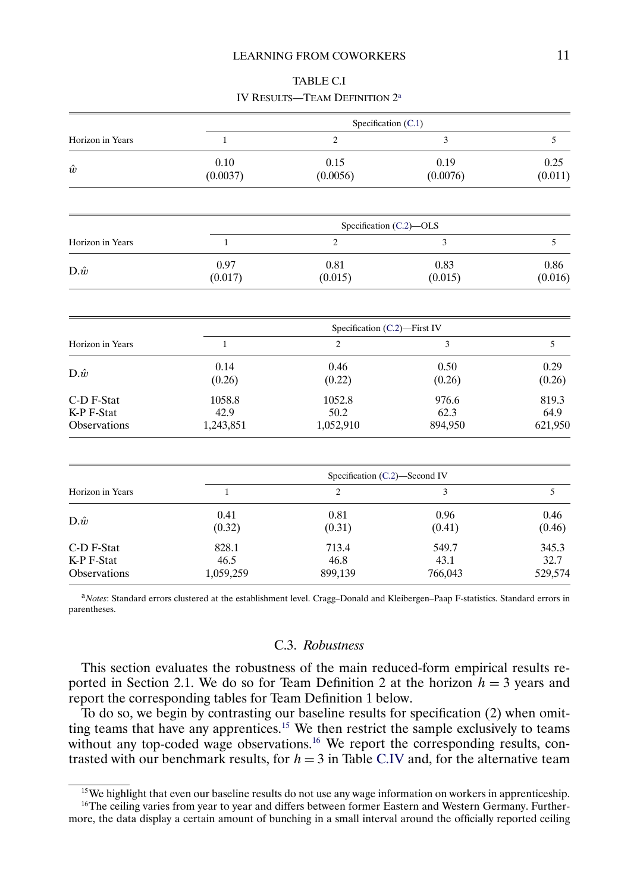TABLE C.I

IV RESULTS—TEAM DEFINITION 2[a]

| | Specification (C.1) | | | |
|---|---|---|---|---|
| Horizon in Years | 1 | 2 | 3 | 5 |
| $\hat{w}$ | 0.10 | 0.15 | 0.19 | 0.25 |
| | (0.0037) | (0.0056) | (0.0076) | (0.011) |

| | Specification (C.2)—OLS | | | |
|---|---|---|---|---|
| Horizon in Years | 1 | 2 | 3 | 5 |
| D.$\hat{w}$ | 0.97 | 0.81 | 0.83 | 0.86 |
| | (0.017) | (0.015) | (0.015) | (0.016) |

| | Specification (C.2)—First IV | | | |
|---|---|---|---|---|
| Horizon in Years | 1 | 2 | 3 | 5 |
| D.$\hat{w}$ | 0.14 | 0.46 | 0.50 | 0.29 |
| | (0.26) | (0.22) | (0.26) | (0.26) |
| C-D F-Stat | 1058.8 | 1052.8 | 976.6 | 819.3 |
| K-P F-Stat | 42.9 | 50.2 | 62.3 | 64.9 |
| Observations | 1,243,851 | 1,052,910 | 894,950 | 621,950 |

| | Specification (C.2)—Second IV | | | |
|---|---|---|---|---|
| Horizon in Years | 1 | 2 | 3 | 5 |
| D.$\hat{w}$ | 0.41 | 0.81 | 0.96 | 0.46 |
| | (0.32) | (0.31) | (0.41) | (0.46) |
| C-D F-Stat | 828.1 | 713.4 | 549.7 | 345.3 |
| K-P F-Stat | 46.5 | 46.8 | 43.1 | 32.7 |
| Observations | 1,059,259 | 899,139 | 766,043 | 529,574 |

[a]*Notes*: Standard errors clustered at the establishment level. Cragg–Donald and Kleibergen–Paap F-statistics. Standard errors in parentheses.

### C.3. *Robustness*

This section evaluates the robustness of the main reduced-form empirical results reported in Section 2.1. We do so for Team Definition 2 at the horizon $h = 3$ years and report the corresponding tables for Team Definition 1 below.

To do so, we begin by contrasting our baseline results for specification (2) when omitting teams that have any apprentices.[15] We then restrict the sample exclusively to teams without any top-coded wage observations.[16] We report the corresponding results, contrasted with our benchmark results, for $h = 3$ in Table C.IV and, for the alternative team

[15]We highlight that even our baseline results do not use any wage information on workers in apprenticeship.

[16]The ceiling varies from year to year and differs between former Eastern and Western Germany. Furthermore, the data display a certain amount of bunching in a small interval around the officially reported ceiling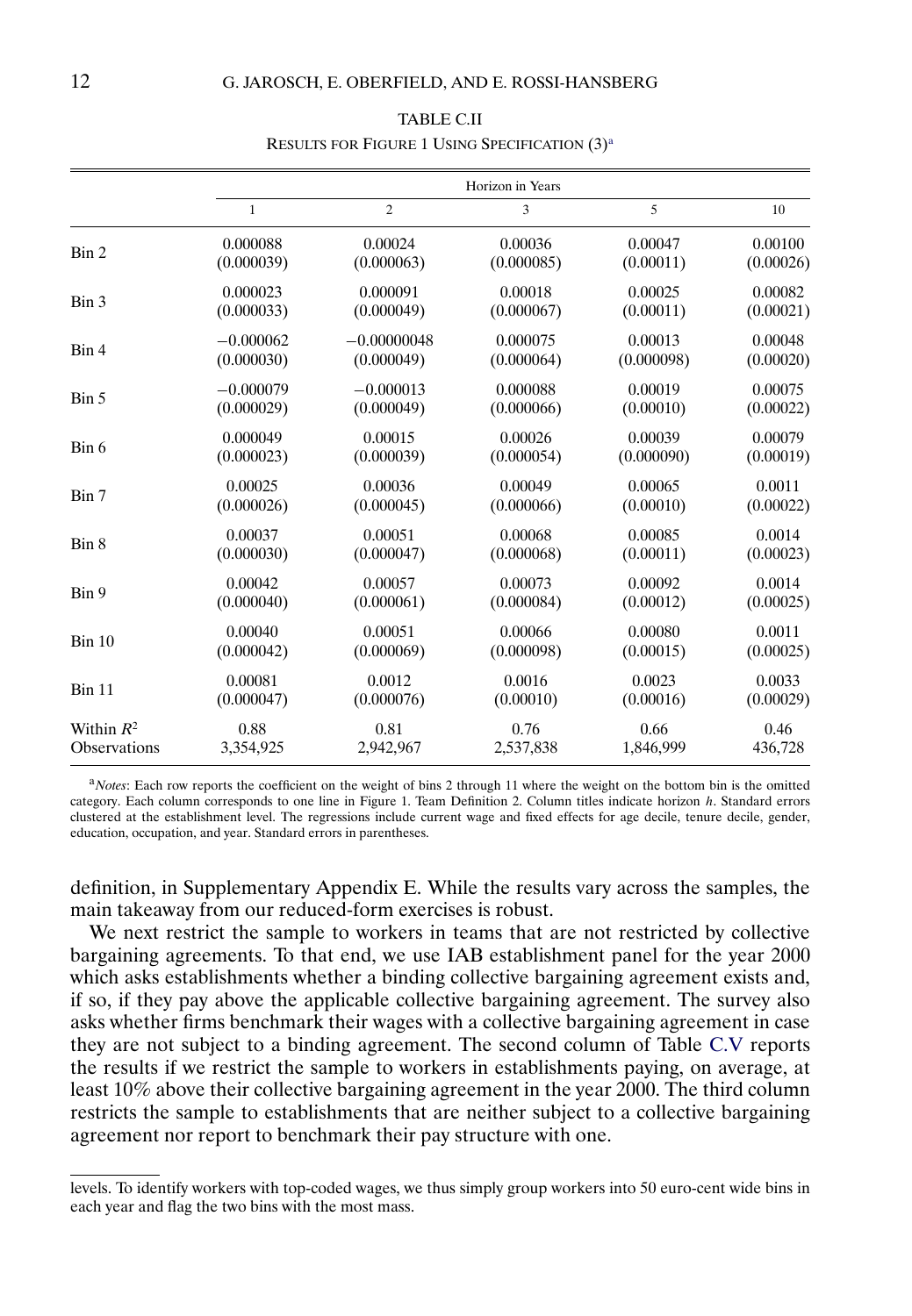TABLE C.II

RESULTS FOR FIGURE 1 USING SPECIFICATION (3)[a]

| | Horizon in Years | | | | |
|---|---|---|---|---|---|
| | 1 | 2 | 3 | 5 | 10 |
| Bin 2 | 0.000088 | 0.00024 | 0.00036 | 0.00047 | 0.00100 |
| | (0.000039) | (0.000063) | (0.000085) | (0.00011) | (0.00026) |
| Bin 3 | 0.000023 | 0.000091 | 0.00018 | 0.00025 | 0.00082 |
| | (0.000033) | (0.000049) | (0.000067) | (0.00011) | (0.00021) |
| Bin 4 | −0.000062 | −0.00000048 | 0.000075 | 0.00013 | 0.00048 |
| | (0.000030) | (0.000049) | (0.000064) | (0.000098) | (0.00020) |
| Bin 5 | −0.000079 | −0.000013 | 0.000088 | 0.00019 | 0.00075 |
| | (0.000029) | (0.000049) | (0.000066) | (0.00010) | (0.00022) |
| Bin 6 | 0.000049 | 0.00015 | 0.00026 | 0.00039 | 0.00079 |
| | (0.000023) | (0.000039) | (0.000054) | (0.000090) | (0.00019) |
| Bin 7 | 0.00025 | 0.00036 | 0.00049 | 0.00065 | 0.0011 |
| | (0.000026) | (0.000045) | (0.000066) | (0.00010) | (0.00022) |
| Bin 8 | 0.00037 | 0.00051 | 0.00068 | 0.00085 | 0.0014 |
| | (0.000030) | (0.000047) | (0.000068) | (0.00011) | (0.00023) |
| Bin 9 | 0.00042 | 0.00057 | 0.00073 | 0.00092 | 0.0014 |
| | (0.000040) | (0.000061) | (0.000084) | (0.00012) | (0.00025) |
| Bin 10 | 0.00040 | 0.00051 | 0.00066 | 0.00080 | 0.0011 |
| | (0.000042) | (0.000069) | (0.000098) | (0.00015) | (0.00025) |
| Bin 11 | 0.00081 | 0.0012 | 0.0016 | 0.0023 | 0.0033 |
| | (0.000047) | (0.000076) | (0.00010) | (0.00016) | (0.00029) |
| Within $R^2$ | 0.88 | 0.81 | 0.76 | 0.66 | 0.46 |
| Observations | 3,354,925 | 2,942,967 | 2,537,838 | 1,846,999 | 436,728 |

[a]*Notes*: Each row reports the coefficient on the weight of bins 2 through 11 where the weight on the bottom bin is the omitted category. Each column corresponds to one line in Figure 1. Team Definition 2. Column titles indicate horizon $h$. Standard errors clustered at the establishment level. The regressions include current wage and fixed effects for age decile, tenure decile, gender, education, occupation, and year. Standard errors in parentheses.

definition, in Supplementary Appendix E. While the results vary across the samples, the main takeaway from our reduced-form exercises is robust.

We next restrict the sample to workers in teams that are not restricted by collective bargaining agreements. To that end, we use IAB establishment panel for the year 2000 which asks establishments whether a binding collective bargaining agreement exists and, if so, if they pay above the applicable collective bargaining agreement. The survey also asks whether firms benchmark their wages with a collective bargaining agreement in case they are not subject to a binding agreement. The second column of Table C.V reports the results if we restrict the sample to workers in establishments paying, on average, at least 10% above their collective bargaining agreement in the year 2000. The third column restricts the sample to establishments that are neither subject to a collective bargaining agreement nor report to benchmark their pay structure with one.

levels. To identify workers with top-coded wages, we thus simply group workers into 50 euro-cent wide bins in each year and flag the two bins with the most mass.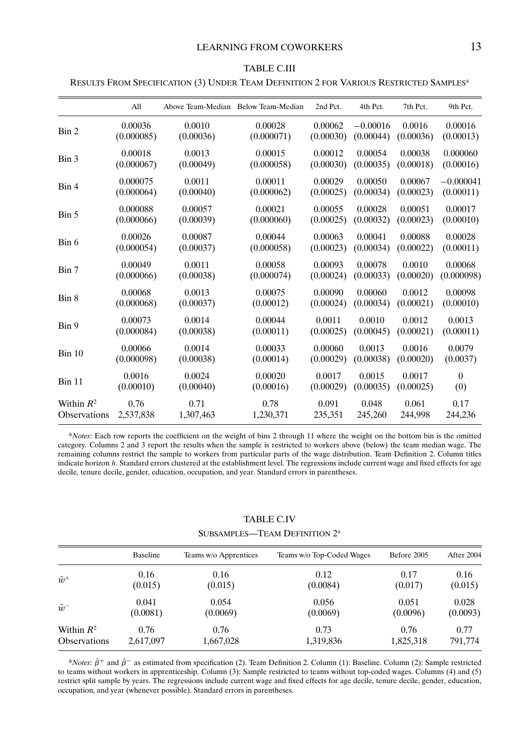TABLE C.III

RESULTS FROM SPECIFICATION (3) UNDER TEAM DEFINITION 2 FOR VARIOUS RESTRICTED SAMPLES[a]

| | All | Above Team-Median | Below Team-Median | 2nd Pct. | 4th Pct. | 7th Pct. | 9th Pct. |
|---|---|---|---|---|---|---|---|
| Bin 2 | 0.00036 | 0.0010 | 0.00028 | 0.00062 | −0.00016 | 0.0016 | 0.00016 |
| | (0.000085) | (0.00036) | (0.000071) | (0.00030) | (0.00044) | (0.00036) | (0.00013) |
| Bin 3 | 0.00018 | 0.0013 | 0.00015 | 0.00012 | 0.00054 | 0.00038 | 0.000060 |
| | (0.000067) | (0.00049) | (0.000058) | (0.00030) | (0.00035) | (0.00018) | (0.00016) |
| Bin 4 | 0.000075 | 0.0011 | 0.00011 | 0.00029 | 0.00050 | 0.00067 | −0.000041 |
| | (0.000064) | (0.00040) | (0.000062) | (0.00025) | (0.00034) | (0.00023) | (0.00011) |
| Bin 5 | 0.000088 | 0.00057 | 0.00021 | 0.00055 | 0.00028 | 0.00051 | 0.00017 |
| | (0.000066) | (0.00039) | (0.000060) | (0.00025) | (0.00032) | (0.00023) | (0.00010) |
| Bin 6 | 0.00026 | 0.00087 | 0.00044 | 0.00063 | 0.00041 | 0.00088 | 0.00028 |
| | (0.000054) | (0.00037) | (0.000058) | (0.00023) | (0.00034) | (0.00022) | (0.00011) |
| Bin 7 | 0.00049 | 0.0011 | 0.00058 | 0.00093 | 0.00078 | 0.0010 | 0.00068 |
| | (0.000066) | (0.00038) | (0.000074) | (0.00024) | (0.00033) | (0.00020) | (0.000098) |
| Bin 8 | 0.00068 | 0.0013 | 0.00075 | 0.00090 | 0.00060 | 0.0012 | 0.00098 |
| | (0.000068) | (0.00037) | (0.00012) | (0.00024) | (0.00034) | (0.00021) | (0.00010) |
| Bin 9 | 0.00073 | 0.0014 | 0.00044 | 0.0011 | 0.0010 | 0.0012 | 0.0013 |
| | (0.000084) | (0.00038) | (0.00011) | (0.00025) | (0.00045) | (0.00021) | (0.00011) |
| Bin 10 | 0.00066 | 0.0014 | 0.00033 | 0.00060 | 0.0013 | 0.0016 | 0.0079 |
| | (0.000098) | (0.00038) | (0.00014) | (0.00029) | (0.00038) | (0.00020) | (0.0037) |
| Bin 11 | 0.0016 | 0.0024 | 0.00020 | 0.0017 | 0.0015 | 0.0017 | 0 |
| | (0.00010) | (0.00040) | (0.00016) | (0.00029) | (0.00035) | (0.00025) | (0) |
| Within $R^2$ | 0.76 | 0.71 | 0.78 | 0.091 | 0.048 | 0.061 | 0.17 |
| Observations | 2,537,838 | 1,307,463 | 1,230,371 | 235,351 | 245,260 | 244,998 | 244,236 |

[a]*Notes*: Each row reports the coefficient on the weight of bins 2 through 11 where the weight on the bottom bin is the omitted category. Columns 2 and 3 report the results when the sample is restricted to workers above (below) the team median wage. The remaining columns restrict the sample to workers from particular parts of the wage distribution. Team Definition 2. Column titles indicate horizon $h$. Standard errors clustered at the establishment level. The regressions include current wage and fixed effects for age decile, tenure decile, gender, education, occupation, and year. Standard errors in parentheses.

TABLE C.IV

SUBSAMPLES—TEAM DEFINITION 2[a]

| | Baseline | Teams w/o Apprentices | Teams w/o Top-Coded Wages | Before 2005 | After 2004 |
|---|---|---|---|---|---|
| $\bar{w}^+$ | 0.16 | 0.16 | 0.12 | 0.17 | 0.16 |
| | (0.015) | (0.015) | (0.0084) | (0.017) | (0.015) |
| $\bar{w}^-$ | 0.041 | 0.054 | 0.056 | 0.051 | 0.028 |
| | (0.0081) | (0.0069) | (0.0069) | (0.0096) | (0.0093) |
| Within $R^2$ | 0.76 | 0.76 | 0.73 | 0.76 | 0.77 |
| Observations | 2,617,097 | 1,667,028 | 1,319,836 | 1,825,318 | 791,774 |

[a]*Notes*: $\hat{\beta}^+$ and $\hat{\beta}^-$ as estimated from specification (2). Team Definition 2. Column (1): Baseline. Column (2): Sample restricted to teams without workers in apprenticeship. Column (3): Sample restricted to teams without top-coded wages. Columns (4) and (5) restrict split sample by years. The regressions include current wage and fixed effects for age decile, tenure decile, gender, education, occupation, and year (whenever possible). Standard errors in parentheses.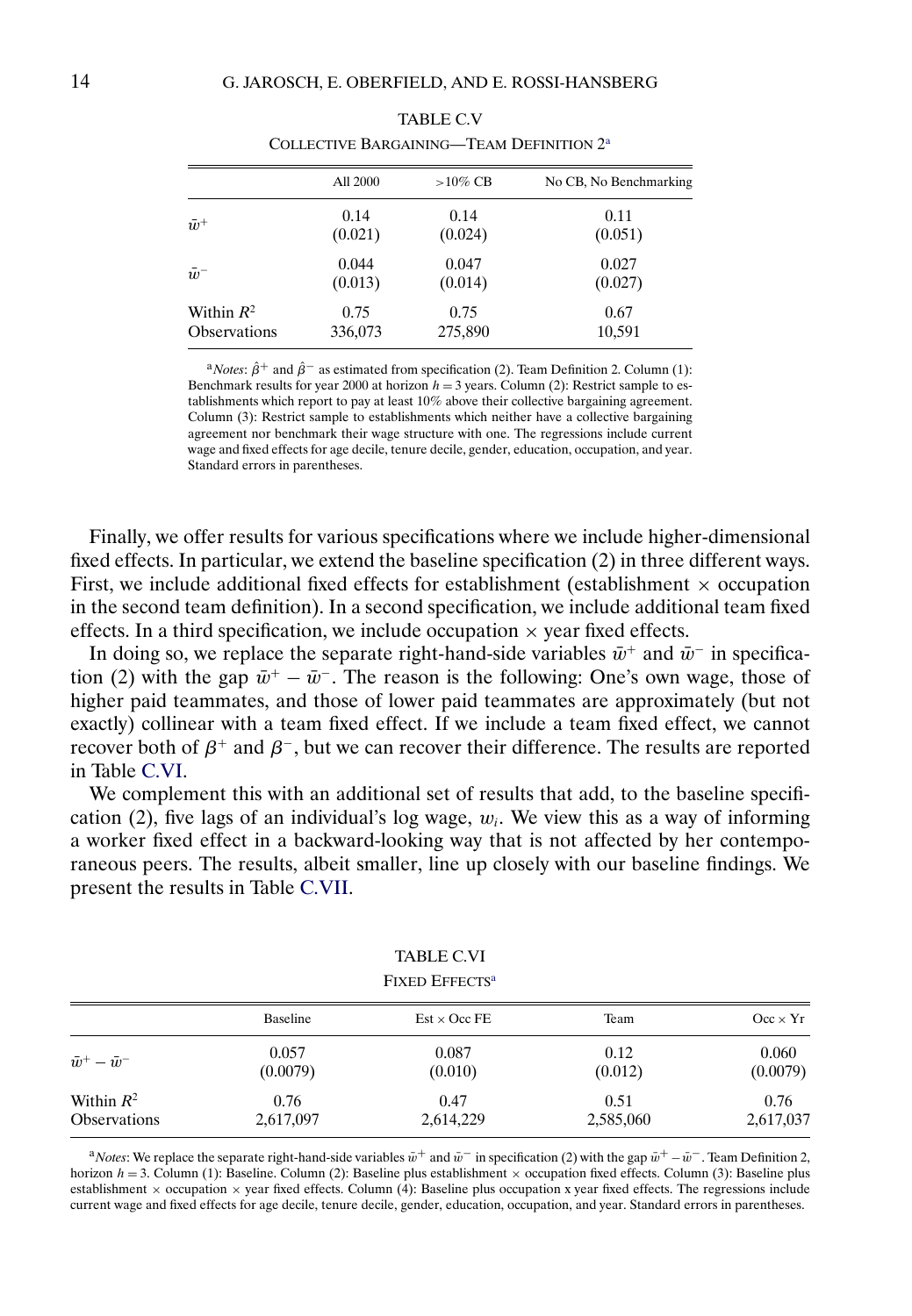TABLE C.V

COLLECTIVE BARGAINING—TEAM DEFINITION 2[a]

| | All 2000 | >10% CB | No CB, No Benchmarking |
|---|---|---|---|
| $\bar{w}^+$ | 0.14 | 0.14 | 0.11 |
| | (0.021) | (0.024) | (0.051) |
| $\bar{w}^-$ | 0.044 | 0.047 | 0.027 |
| | (0.013) | (0.014) | (0.027) |
| Within $R^2$ | 0.75 | 0.75 | 0.67 |
| Observations | 336,073 | 275,890 | 10,591 |

[a]*Notes*: $\hat{\beta}^+$ and $\hat{\beta}^-$ as estimated from specification (2). Team Definition 2. Column (1): Benchmark results for year 2000 at horizon $h = 3$ years. Column (2): Restrict sample to establishments which report to pay at least 10% above their collective bargaining agreement. Column (3): Restrict sample to establishments which neither have a collective bargaining agreement nor benchmark their wage structure with one. The regressions include current wage and fixed effects for age decile, tenure decile, gender, education, occupation, and year. Standard errors in parentheses.

Finally, we offer results for various specifications where we include higher-dimensional fixed effects. In particular, we extend the baseline specification (2) in three different ways. First, we include additional fixed effects for establishment (establishment $\times$ occupation in the second team definition). In a second specification, we include additional team fixed effects. In a third specification, we include occupation $\times$ year fixed effects.

In doing so, we replace the separate right-hand-side variables $\bar{w}^+$ and $\bar{w}^-$ in specification (2) with the gap $\bar{w}^+ - \bar{w}^-$. The reason is the following: One's own wage, those of higher paid teammates, and those of lower paid teammates are approximately (but not exactly) collinear with a team fixed effect. If we include a team fixed effect, we cannot recover both of $\beta^+$ and $\beta^-$, but we can recover their difference. The results are reported in Table C.VI.

We complement this with an additional set of results that add, to the baseline specification (2), five lags of an individual's log wage, $w_i$. We view this as a way of informing a worker fixed effect in a backward-looking way that is not affected by her contemporaneous peers. The results, albeit smaller, line up closely with our baseline findings. We present the results in Table C.VII.

TABLE C.VI

FIXED EFFECTS[a]

| | Baseline | Est $\times$ Occ FE | Team | Occ $\times$ Yr |
|---|---|---|---|---|
| $\bar{w}^+ - \bar{w}^-$ | 0.057 | 0.087 | 0.12 | 0.060 |
| | (0.0079) | (0.010) | (0.012) | (0.0079) |
| Within $R^2$ | 0.76 | 0.47 | 0.51 | 0.76 |
| Observations | 2,617,097 | 2,614,229 | 2,585,060 | 2,617,037 |

[a]*Notes*: We replace the separate right-hand-side variables $\bar{w}^+$ and $\bar{w}^-$ in specification (2) with the gap $\bar{w}^+ - \bar{w}^-$. Team Definition 2, horizon $h = 3$. Column (1): Baseline. Column (2): Baseline plus establishment $\times$ occupation fixed effects. Column (3): Baseline plus establishment $\times$ occupation $\times$ year fixed effects. Column (4): Baseline plus occupation x year fixed effects. The regressions include current wage and fixed effects for age decile, tenure decile, gender, education, occupation, and year. Standard errors in parentheses.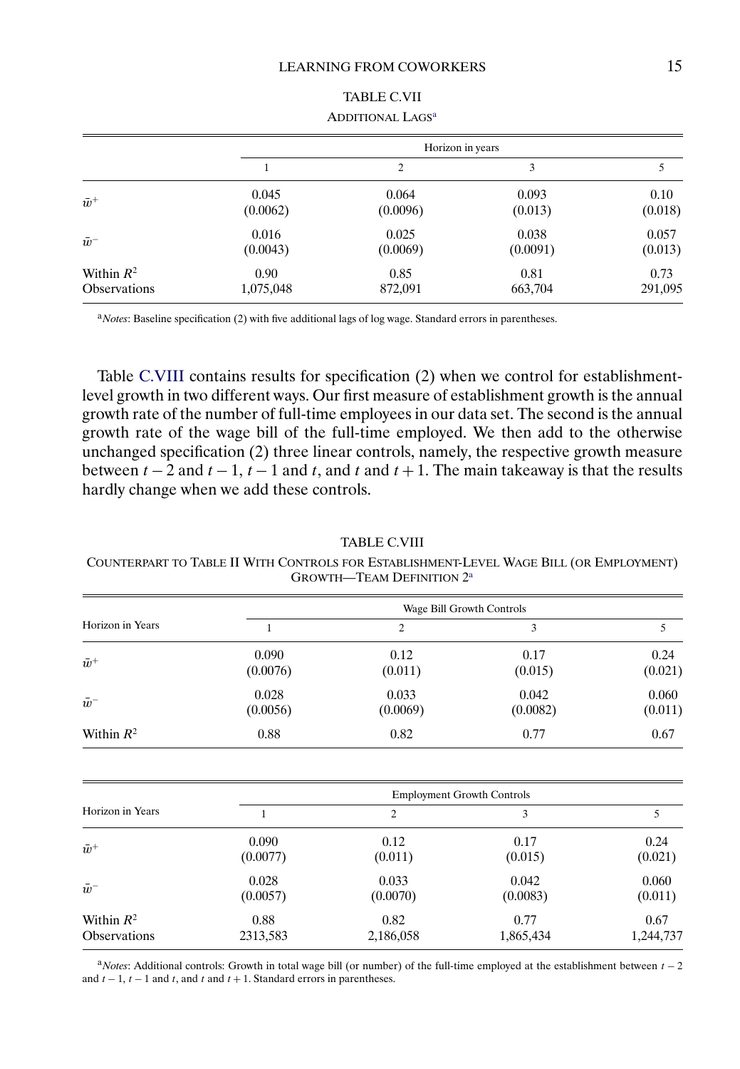TABLE C.VII

ADDITIONAL LAGS[a]

| | Horizon in years | | | |
|---|---|---|---|---|
| | 1 | 2 | 3 | 5 |
| $\bar{w}^{+}$ | 0.045 | 0.064 | 0.093 | 0.10 |
| | (0.0062) | (0.0096) | (0.013) | (0.018) |
| $\bar{w}^{-}$ | 0.016 | 0.025 | 0.038 | 0.057 |
| | (0.0043) | (0.0069) | (0.0091) | (0.013) |
| Within $R^2$ | 0.90 | 0.85 | 0.81 | 0.73 |
| Observations | 1,075,048 | 872,091 | 663,704 | 291,095 |

[a]*Notes*: Baseline specification (2) with five additional lags of log wage. Standard errors in parentheses.

Table C.VIII contains results for specification (2) when we control for establishment-level growth in two different ways. Our first measure of establishment growth is the annual growth rate of the number of full-time employees in our data set. The second is the annual growth rate of the wage bill of the full-time employed. We then add to the otherwise unchanged specification (2) three linear controls, namely, the respective growth measure between $t-2$ and $t-1$, $t-1$ and $t$, and $t$ and $t+1$. The main takeaway is that the results hardly change when we add these controls.

TABLE C.VIII

COUNTERPART TO TABLE II WITH CONTROLS FOR ESTABLISHMENT-LEVEL WAGE BILL (OR EMPLOYMENT) GROWTH—TEAM DEFINITION 2[a]

| | Wage Bill Growth Controls | | | |
|---|---|---|---|---|
| Horizon in Years | 1 | 2 | 3 | 5 |
| $\bar{w}^{+}$ | 0.090 | 0.12 | 0.17 | 0.24 |
| | (0.0076) | (0.011) | (0.015) | (0.021) |
| $\bar{w}^{-}$ | 0.028 | 0.033 | 0.042 | 0.060 |
| | (0.0056) | (0.0069) | (0.0082) | (0.011) |
| Within $R^2$ | 0.88 | 0.82 | 0.77 | 0.67 |

| | Employment Growth Controls | | | |
|---|---|---|---|---|
| Horizon in Years | 1 | 2 | 3 | 5 |
| $\bar{w}^{+}$ | 0.090 | 0.12 | 0.17 | 0.24 |
| | (0.0077) | (0.011) | (0.015) | (0.021) |
| $\bar{w}^{-}$ | 0.028 | 0.033 | 0.042 | 0.060 |
| | (0.0057) | (0.0070) | (0.0083) | (0.011) |
| Within $R^2$ | 0.88 | 0.82 | 0.77 | 0.67 |
| Observations | 2313,583 | 2,186,058 | 1,865,434 | 1,244,737 |

[a]*Notes*: Additional controls: Growth in total wage bill (or number) of the full-time employed at the establishment between $t-2$ and $t-1$, $t-1$ and $t$, and $t$ and $t+1$. Standard errors in parentheses.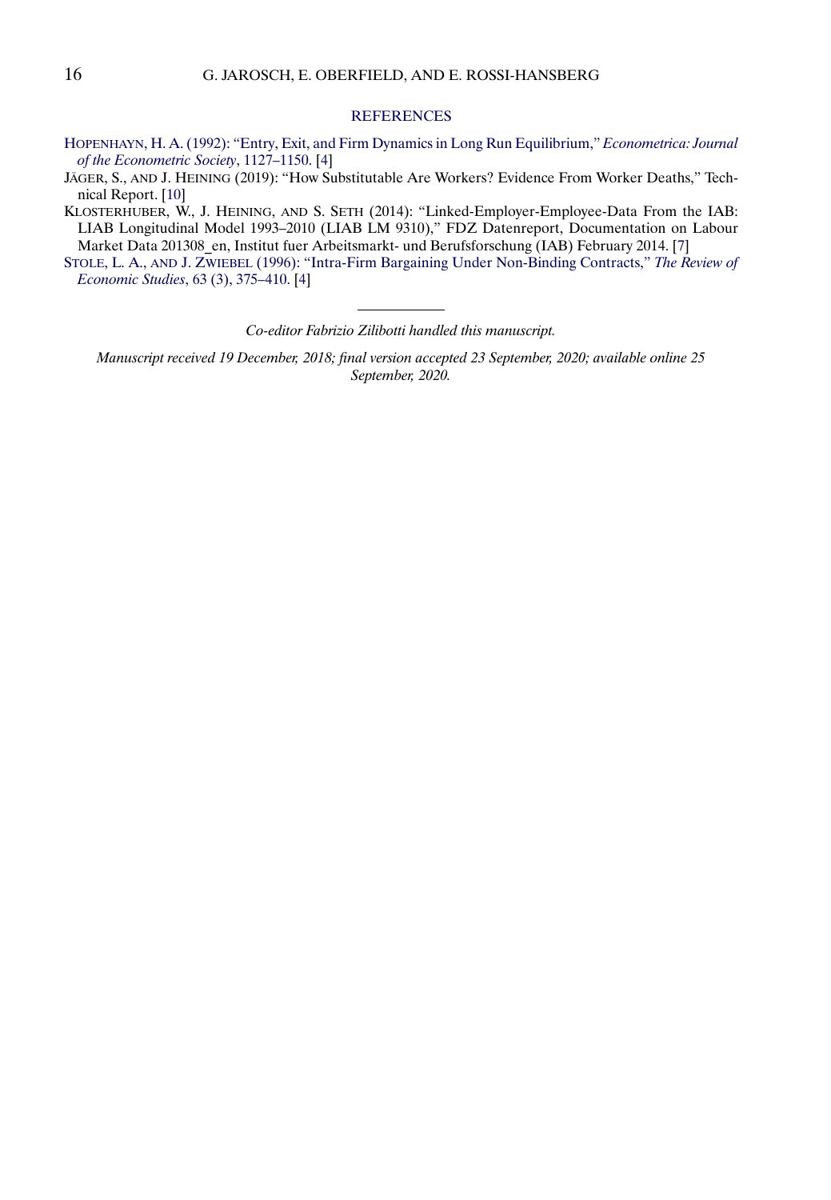## REFERENCES

HOPENHAYN, H. A. (1992): "Entry, Exit, and Firm Dynamics in Long Run Equilibrium," *Econometrica: Journal of the Econometric Society*, 1127–1150. [4]

JÄGER, S., AND J. HEINING (2019): "How Substitutable Are Workers? Evidence From Worker Deaths," Technical Report. [10]

KLOSTERHUBER, W., J. HEINING, AND S. SETH (2014): "Linked-Employer-Employee-Data From the IAB: LIAB Longitudinal Model 1993–2010 (LIAB LM 9310)," FDZ Datenreport, Documentation on Labour Market Data 201308_en, Institut fuer Arbeitsmarkt- und Berufsforschung (IAB) February 2014. [7]

STOLE, L. A., AND J. ZWIEBEL (1996): "Intra-Firm Bargaining Under Non-Binding Contracts," *The Review of Economic Studies*, 63 (3), 375–410. [4]

---

*Co-editor Fabrizio Zilibotti handled this manuscript.*

*Manuscript received 19 December, 2018; final version accepted 23 September, 2020; available online 25 September, 2020.*